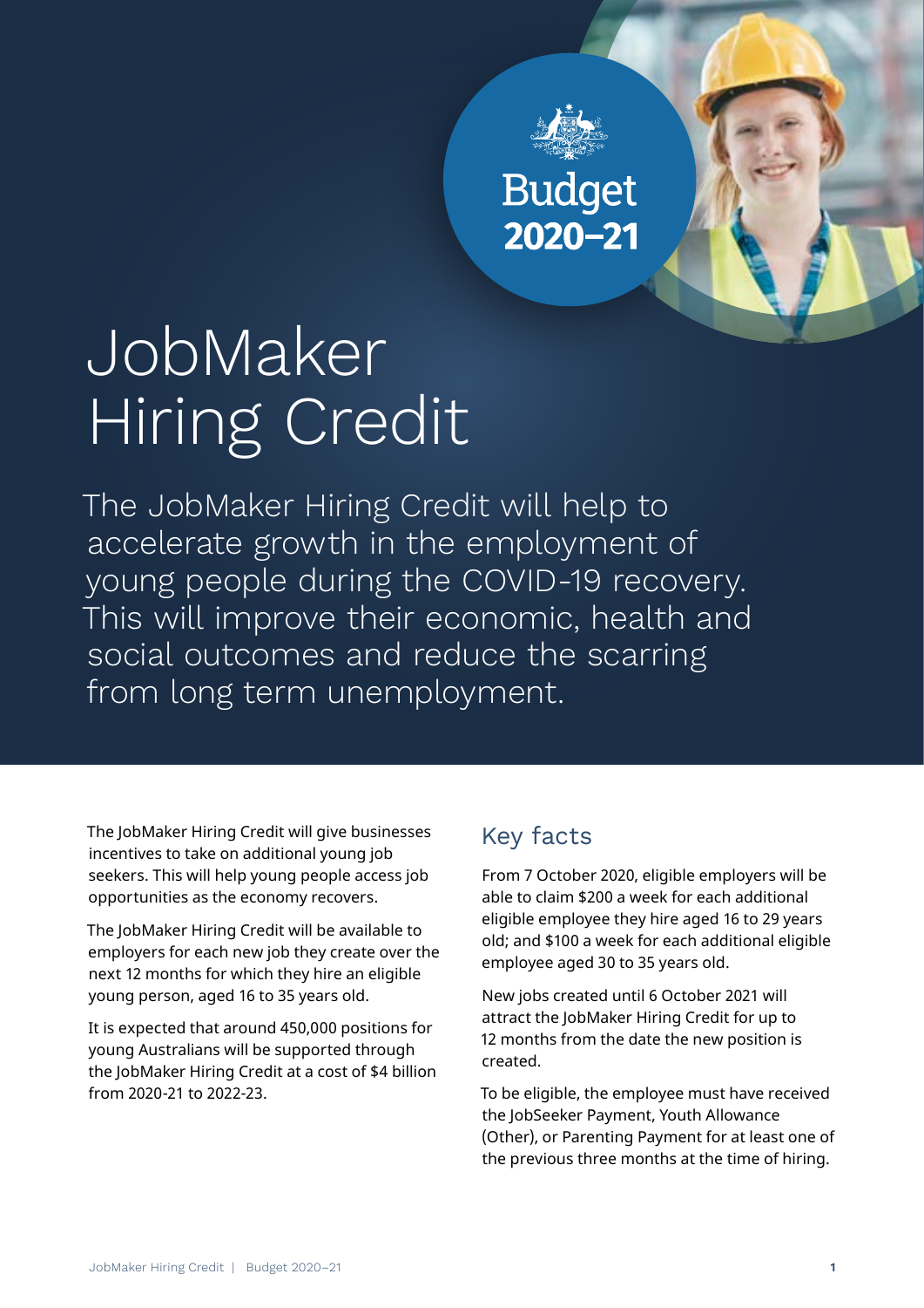Budget 2020–21

# JobMaker Hiring Credit

The JobMaker Hiring Credit will help to accelerate growth in the employment of young people during the COVID-19 recovery. This will improve their economic, health and social outcomes and reduce the scarring from long term unemployment.

The JobMaker Hiring Credit will give businesses incentives to take on additional young job seekers. This will help young people access job opportunities as the economy recovers.

The JobMaker Hiring Credit will be available to employers for each new job they create over the next 12 months for which they hire an eligible young person, aged 16 to 35 years old.

It is expected that around 450,000 positions for young Australians will be supported through the JobMaker Hiring Credit at a cost of $4 billion from 2020-21 to 2022-23.

## Key facts

From 7 October 2020, eligible employers will be able to claim $200 a week for each additional eligible employee they hire aged 16 to 29 years old; and $100 a week for each additional eligible employee aged 30 to 35 years old.

New jobs created until 6 October 2021 will attract the JobMaker Hiring Credit for up to 12 months from the date the new position is created.

To be eligible, the employee must have received the JobSeeker Payment, Youth Allowance (Other), or Parenting Payment for at least one of the previous three months at the time of hiring.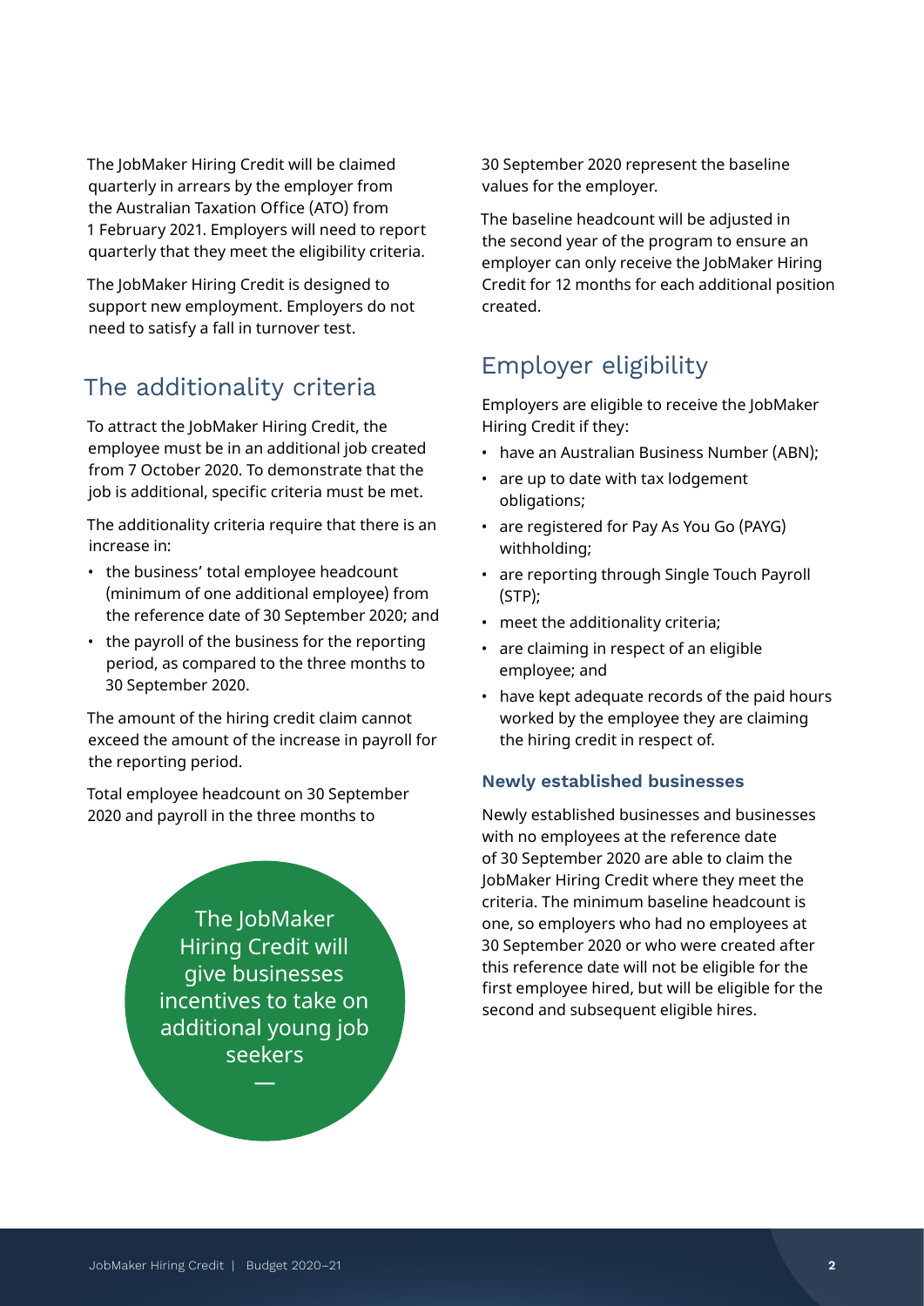The JobMaker Hiring Credit will be claimed quarterly in arrears by the employer from the Australian Taxation Office (ATO) from 1 February 2021. Employers will need to report quarterly that they meet the eligibility criteria.

The JobMaker Hiring Credit is designed to support new employment. Employers do not need to satisfy a fall in turnover test.

## The additionality criteria

To attract the JobMaker Hiring Credit, the employee must be in an additional job created from 7 October 2020. To demonstrate that the job is additional, specific criteria must be met.

The additionality criteria require that there is an increase in:

- the business' total employee headcount (minimum of one additional employee) from the reference date of 30 September 2020; and
- the payroll of the business for the reporting period, as compared to the three months to 30 September 2020.

The amount of the hiring credit claim cannot exceed the amount of the increase in payroll for the reporting period.

Total employee headcount on 30 September 2020 and payroll in the three months to 30 September 2020 represent the baseline values for the employer.

The baseline headcount will be adjusted in the second year of the program to ensure an employer can only receive the JobMaker Hiring Credit for 12 months for each additional position created.

> The JobMaker Hiring Credit will give businesses incentives to take on additional young job seekers

## Employer eligibility

Employers are eligible to receive the JobMaker Hiring Credit if they:

- have an Australian Business Number (ABN);
- are up to date with tax lodgement obligations;
- are registered for Pay As You Go (PAYG) withholding;
- are reporting through Single Touch Payroll (STP);
- meet the additionality criteria;
- are claiming in respect of an eligible employee; and
- have kept adequate records of the paid hours worked by the employee they are claiming the hiring credit in respect of.

### Newly established businesses

Newly established businesses and businesses with no employees at the reference date of 30 September 2020 are able to claim the JobMaker Hiring Credit where they meet the criteria. The minimum baseline headcount is one, so employers who had no employees at 30 September 2020 or who were created after this reference date will not be eligible for the first employee hired, but will be eligible for the second and subsequent eligible hires.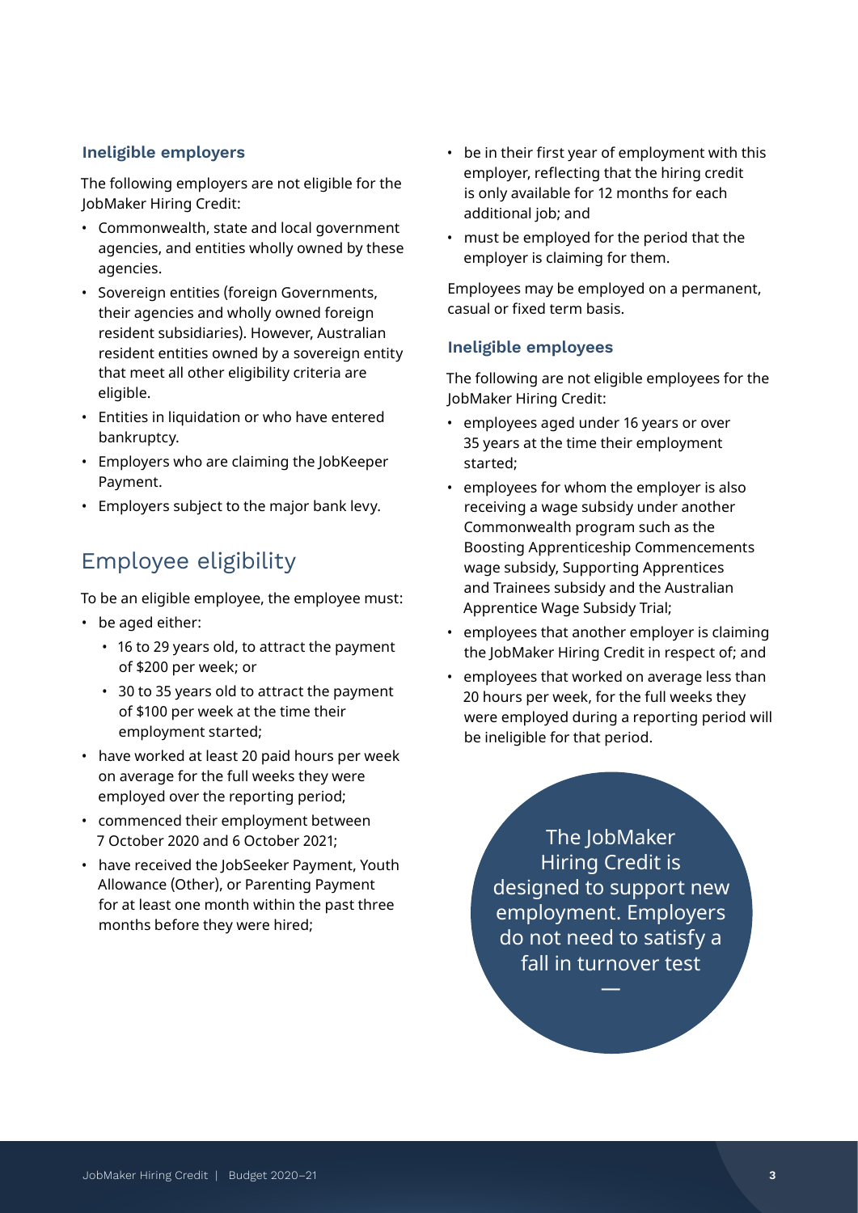### Ineligible employers

The following employers are not eligible for the JobMaker Hiring Credit:

- Commonwealth, state and local government agencies, and entities wholly owned by these agencies.
- Sovereign entities (foreign Governments, their agencies and wholly owned foreign resident subsidiaries). However, Australian resident entities owned by a sovereign entity that meet all other eligibility criteria are eligible.
- Entities in liquidation or who have entered bankruptcy.
- Employers who are claiming the JobKeeper Payment.
- Employers subject to the major bank levy.

## Employee eligibility

To be an eligible employee, the employee must:

- be aged either:
  - 16 to 29 years old, to attract the payment of $200 per week; or
  - 30 to 35 years old to attract the payment of $100 per week at the time their employment started;
- have worked at least 20 paid hours per week on average for the full weeks they were employed over the reporting period;
- commenced their employment between 7 October 2020 and 6 October 2021;
- have received the JobSeeker Payment, Youth Allowance (Other), or Parenting Payment for at least one month within the past three months before they were hired;
- be in their first year of employment with this employer, reflecting that the hiring credit is only available for 12 months for each additional job; and
- must be employed for the period that the employer is claiming for them.

Employees may be employed on a permanent, casual or fixed term basis.

### Ineligible employees

The following are not eligible employees for the JobMaker Hiring Credit:

- employees aged under 16 years or over 35 years at the time their employment started;
- employees for whom the employer is also receiving a wage subsidy under another Commonwealth program such as the Boosting Apprenticeship Commencements wage subsidy, Supporting Apprentices and Trainees subsidy and the Australian Apprentice Wage Subsidy Trial;
- employees that another employer is claiming the JobMaker Hiring Credit in respect of; and
- employees that worked on average less than 20 hours per week, for the full weeks they were employed during a reporting period will be ineligible for that period.

The JobMaker Hiring Credit is designed to support new employment. Employers do not need to satisfy a fall in turnover test

—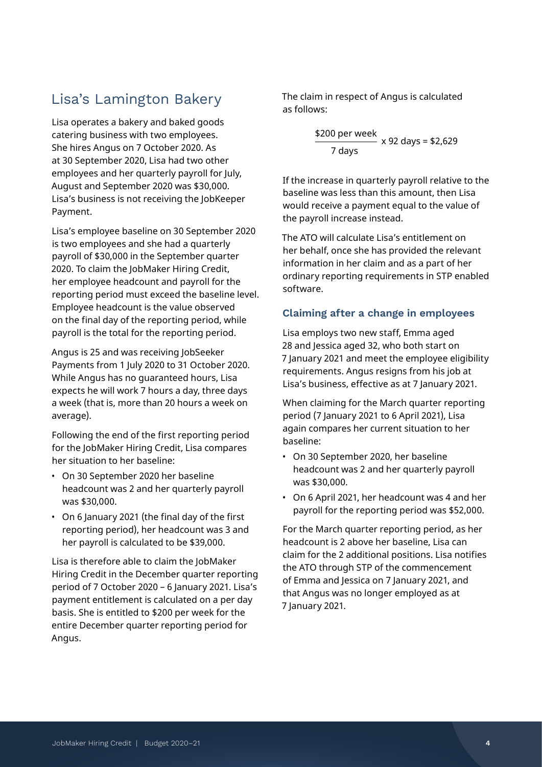## Lisa's Lamington Bakery

Lisa operates a bakery and baked goods catering business with two employees. She hires Angus on 7 October 2020. As at 30 September 2020, Lisa had two other employees and her quarterly payroll for July, August and September 2020 was $30,000. Lisa's business is not receiving the JobKeeper Payment.

Lisa's employee baseline on 30 September 2020 is two employees and she had a quarterly payroll of $30,000 in the September quarter 2020. To claim the JobMaker Hiring Credit, her employee headcount and payroll for the reporting period must exceed the baseline level. Employee headcount is the value observed on the final day of the reporting period, while payroll is the total for the reporting period.

Angus is 25 and was receiving JobSeeker Payments from 1 July 2020 to 31 October 2020. While Angus has no guaranteed hours, Lisa expects he will work 7 hours a day, three days a week (that is, more than 20 hours a week on average).

Following the end of the first reporting period for the JobMaker Hiring Credit, Lisa compares her situation to her baseline:

- On 30 September 2020 her baseline headcount was 2 and her quarterly payroll was $30,000.
- On 6 January 2021 (the final day of the first reporting period), her headcount was 3 and her payroll is calculated to be $39,000.

Lisa is therefore able to claim the JobMaker Hiring Credit in the December quarter reporting period of 7 October 2020 – 6 January 2021. Lisa's payment entitlement is calculated on a per day basis. She is entitled to $200 per week for the entire December quarter reporting period for Angus.

The claim in respect of Angus is calculated as follows:

$$\frac{\$200 \text{ per week}}{7 \text{ days}} \times 92 \text{ days} = \$2{,}629$$

If the increase in quarterly payroll relative to the baseline was less than this amount, then Lisa would receive a payment equal to the value of the payroll increase instead.

The ATO will calculate Lisa's entitlement on her behalf, once she has provided the relevant information in her claim and as a part of her ordinary reporting requirements in STP enabled software.

### Claiming after a change in employees

Lisa employs two new staff, Emma aged 28 and Jessica aged 32, who both start on 7 January 2021 and meet the employee eligibility requirements. Angus resigns from his job at Lisa's business, effective as at 7 January 2021.

When claiming for the March quarter reporting period (7 January 2021 to 6 April 2021), Lisa again compares her current situation to her baseline:

- On 30 September 2020, her baseline headcount was 2 and her quarterly payroll was $30,000.
- On 6 April 2021, her headcount was 4 and her payroll for the reporting period was $52,000.

For the March quarter reporting period, as her headcount is 2 above her baseline, Lisa can claim for the 2 additional positions. Lisa notifies the ATO through STP of the commencement of Emma and Jessica on 7 January 2021, and that Angus was no longer employed as at 7 January 2021.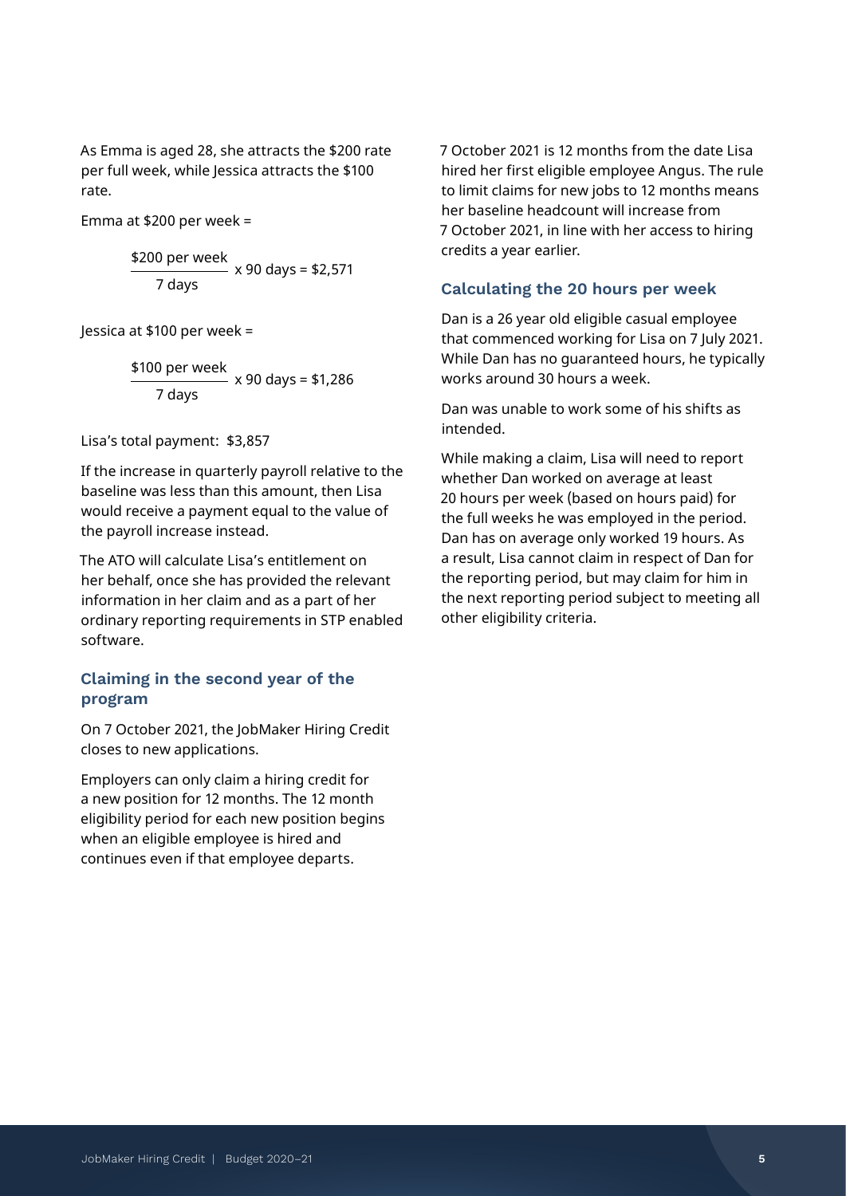As Emma is aged 28, she attracts the $200 rate per full week, while Jessica attracts the $100 rate.

Emma at $200 per week =

$$\frac{\$200 \text{ per week}}{7 \text{ days}} \times 90 \text{ days} = \$2{,}571$$

Jessica at $100 per week =

$$\frac{\$100 \text{ per week}}{7 \text{ days}} \times 90 \text{ days} = \$1{,}286$$

Lisa's total payment: $3,857

If the increase in quarterly payroll relative to the baseline was less than this amount, then Lisa would receive a payment equal to the value of the payroll increase instead.

The ATO will calculate Lisa's entitlement on her behalf, once she has provided the relevant information in her claim and as a part of her ordinary reporting requirements in STP enabled software.

### Claiming in the second year of the program

On 7 October 2021, the JobMaker Hiring Credit closes to new applications.

Employers can only claim a hiring credit for a new position for 12 months. The 12 month eligibility period for each new position begins when an eligible employee is hired and continues even if that employee departs.

7 October 2021 is 12 months from the date Lisa hired her first eligible employee Angus. The rule to limit claims for new jobs to 12 months means her baseline headcount will increase from 7 October 2021, in line with her access to hiring credits a year earlier.

### Calculating the 20 hours per week

Dan is a 26 year old eligible casual employee that commenced working for Lisa on 7 July 2021. While Dan has no guaranteed hours, he typically works around 30 hours a week.

Dan was unable to work some of his shifts as intended.

While making a claim, Lisa will need to report whether Dan worked on average at least 20 hours per week (based on hours paid) for the full weeks he was employed in the period. Dan has on average only worked 19 hours. As a result, Lisa cannot claim in respect of Dan for the reporting period, but may claim for him in the next reporting period subject to meeting all other eligibility criteria.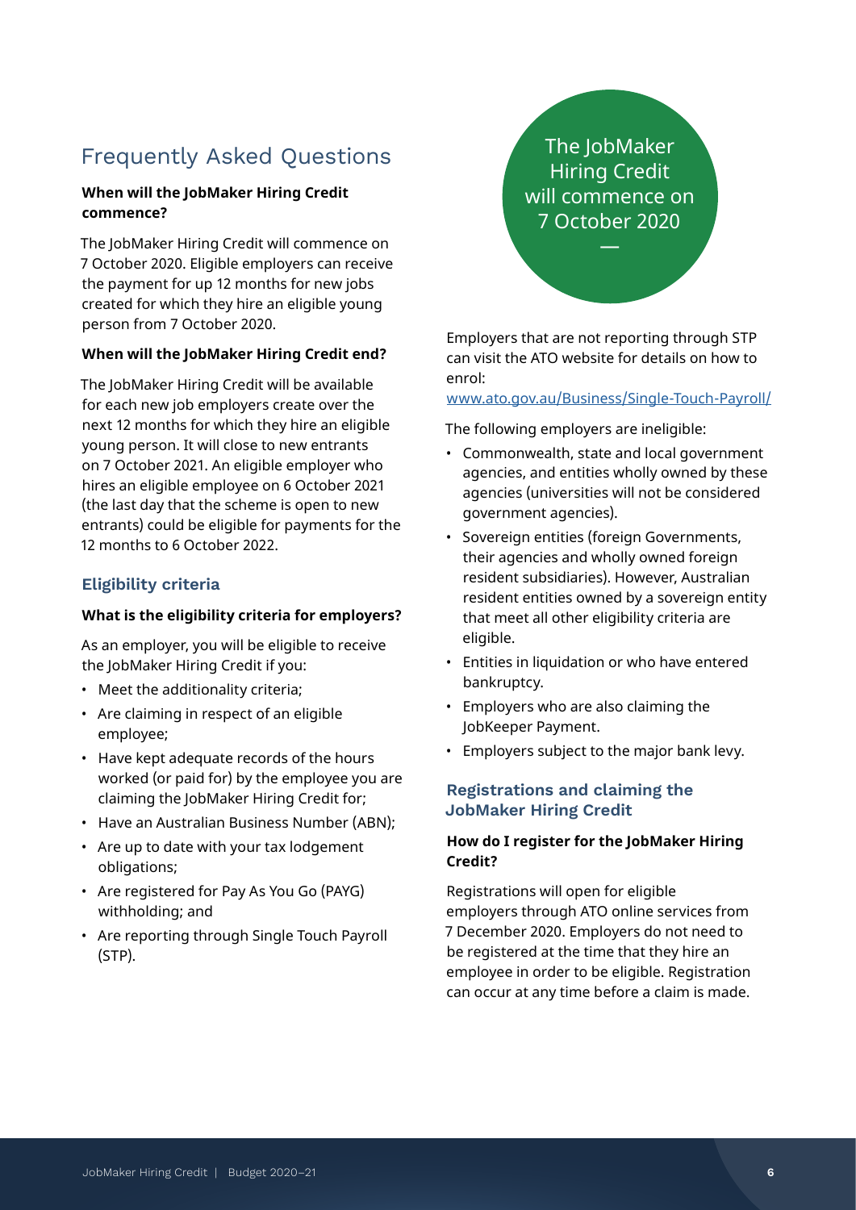# Frequently Asked Questions

**When will the JobMaker Hiring Credit commence?**

The JobMaker Hiring Credit will commence on 7 October 2020. Eligible employers can receive the payment for up 12 months for new jobs created for which they hire an eligible young person from 7 October 2020.

**When will the JobMaker Hiring Credit end?**

The JobMaker Hiring Credit will be available for each new job employers create over the next 12 months for which they hire an eligible young person. It will close to new entrants on 7 October 2021. An eligible employer who hires an eligible employee on 6 October 2021 (the last day that the scheme is open to new entrants) could be eligible for payments for the 12 months to 6 October 2022.

## Eligibility criteria

**What is the eligibility criteria for employers?**

As an employer, you will be eligible to receive the JobMaker Hiring Credit if you:

- Meet the additionality criteria;
- Are claiming in respect of an eligible employee;
- Have kept adequate records of the hours worked (or paid for) by the employee you are claiming the JobMaker Hiring Credit for;
- Have an Australian Business Number (ABN);
- Are up to date with your tax lodgement obligations;
- Are registered for Pay As You Go (PAYG) withholding; and
- Are reporting through Single Touch Payroll (STP).

The JobMaker Hiring Credit will commence on 7 October 2020

Employers that are not reporting through STP can visit the ATO website for details on how to enrol:
www.ato.gov.au/Business/Single-Touch-Payroll/

The following employers are ineligible:

- Commonwealth, state and local government agencies, and entities wholly owned by these agencies (universities will not be considered government agencies).
- Sovereign entities (foreign Governments, their agencies and wholly owned foreign resident subsidiaries). However, Australian resident entities owned by a sovereign entity that meet all other eligibility criteria are eligible.
- Entities in liquidation or who have entered bankruptcy.
- Employers who are also claiming the JobKeeper Payment.
- Employers subject to the major bank levy.

## Registrations and claiming the JobMaker Hiring Credit

**How do I register for the JobMaker Hiring Credit?**

Registrations will open for eligible employers through ATO online services from 7 December 2020. Employers do not need to be registered at the time that they hire an employee in order to be eligible. Registration can occur at any time before a claim is made.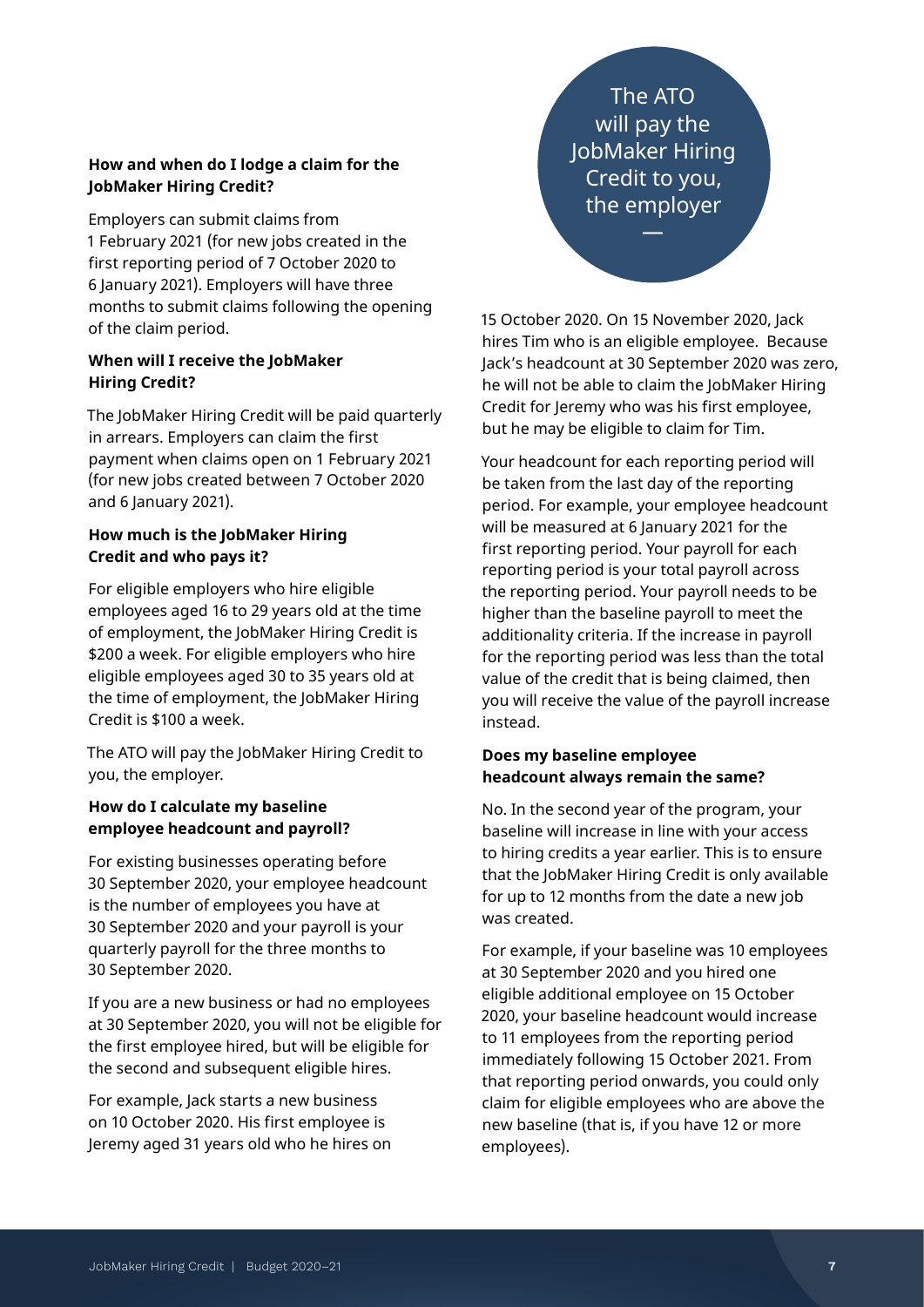### How and when do I lodge a claim for the JobMaker Hiring Credit?

Employers can submit claims from 1 February 2021 (for new jobs created in the first reporting period of 7 October 2020 to 6 January 2021). Employers will have three months to submit claims following the opening of the claim period.

### When will I receive the JobMaker Hiring Credit?

The JobMaker Hiring Credit will be paid quarterly in arrears. Employers can claim the first payment when claims open on 1 February 2021 (for new jobs created between 7 October 2020 and 6 January 2021).

### How much is the JobMaker Hiring Credit and who pays it?

For eligible employers who hire eligible employees aged 16 to 29 years old at the time of employment, the JobMaker Hiring Credit is $200 a week. For eligible employers who hire eligible employees aged 30 to 35 years old at the time of employment, the JobMaker Hiring Credit is $100 a week.

The ATO will pay the JobMaker Hiring Credit to you, the employer.

### How do I calculate my baseline employee headcount and payroll?

For existing businesses operating before 30 September 2020, your employee headcount is the number of employees you have at 30 September 2020 and your payroll is your quarterly payroll for the three months to 30 September 2020.

If you are a new business or had no employees at 30 September 2020, you will not be eligible for the first employee hired, but will be eligible for the second and subsequent eligible hires.

For example, Jack starts a new business on 10 October 2020. His first employee is Jeremy aged 31 years old who he hires on 15 October 2020. On 15 November 2020, Jack hires Tim who is an eligible employee. Because Jack's headcount at 30 September 2020 was zero, he will not be able to claim the JobMaker Hiring Credit for Jeremy who was his first employee, but he may be eligible to claim for Tim.

> The ATO will pay the JobMaker Hiring Credit to you, the employer

Your headcount for each reporting period will be taken from the last day of the reporting period. For example, your employee headcount will be measured at 6 January 2021 for the first reporting period. Your payroll for each reporting period is your total payroll across the reporting period. Your payroll needs to be higher than the baseline payroll to meet the additionality criteria. If the increase in payroll for the reporting period was less than the total value of the credit that is being claimed, then you will receive the value of the payroll increase instead.

### Does my baseline employee headcount always remain the same?

No. In the second year of the program, your baseline will increase in line with your access to hiring credits a year earlier. This is to ensure that the JobMaker Hiring Credit is only available for up to 12 months from the date a new job was created.

For example, if your baseline was 10 employees at 30 September 2020 and you hired one eligible additional employee on 15 October 2020, your baseline headcount would increase to 11 employees from the reporting period immediately following 15 October 2021. From that reporting period onwards, you could only claim for eligible employees who are above the new baseline (that is, if you have 12 or more employees).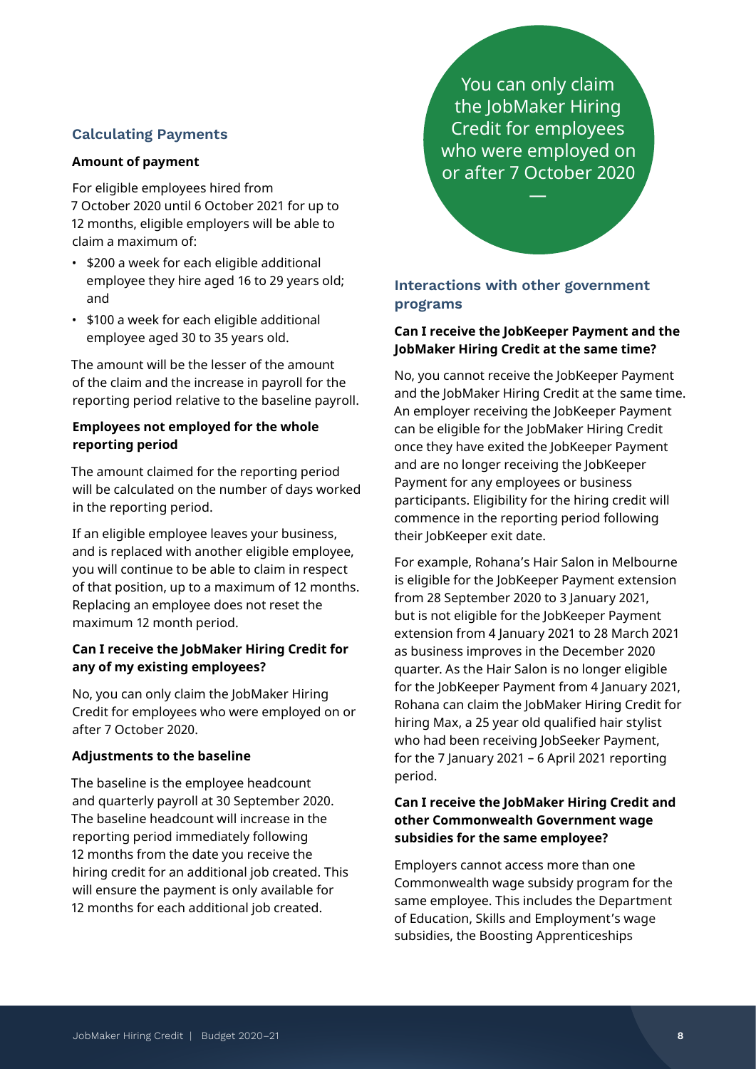## Calculating Payments

**Amount of payment**

For eligible employees hired from 7 October 2020 until 6 October 2021 for up to 12 months, eligible employers will be able to claim a maximum of:

- \$200 a week for each eligible additional employee they hire aged 16 to 29 years old; and
- \$100 a week for each eligible additional employee aged 30 to 35 years old.

The amount will be the lesser of the amount of the claim and the increase in payroll for the reporting period relative to the baseline payroll.

**Employees not employed for the whole reporting period**

The amount claimed for the reporting period will be calculated on the number of days worked in the reporting period.

If an eligible employee leaves your business, and is replaced with another eligible employee, you will continue to be able to claim in respect of that position, up to a maximum of 12 months. Replacing an employee does not reset the maximum 12 month period.

**Can I receive the JobMaker Hiring Credit for any of my existing employees?**

No, you can only claim the JobMaker Hiring Credit for employees who were employed on or after 7 October 2020.

**Adjustments to the baseline**

The baseline is the employee headcount and quarterly payroll at 30 September 2020. The baseline headcount will increase in the reporting period immediately following 12 months from the date you receive the hiring credit for an additional job created. This will ensure the payment is only available for 12 months for each additional job created.

> You can only claim the JobMaker Hiring Credit for employees who were employed on or after 7 October 2020

## Interactions with other government programs

**Can I receive the JobKeeper Payment and the JobMaker Hiring Credit at the same time?**

No, you cannot receive the JobKeeper Payment and the JobMaker Hiring Credit at the same time. An employer receiving the JobKeeper Payment can be eligible for the JobMaker Hiring Credit once they have exited the JobKeeper Payment and are no longer receiving the JobKeeper Payment for any employees or business participants. Eligibility for the hiring credit will commence in the reporting period following their JobKeeper exit date.

For example, Rohana's Hair Salon in Melbourne is eligible for the JobKeeper Payment extension from 28 September 2020 to 3 January 2021, but is not eligible for the JobKeeper Payment extension from 4 January 2021 to 28 March 2021 as business improves in the December 2020 quarter. As the Hair Salon is no longer eligible for the JobKeeper Payment from 4 January 2021, Rohana can claim the JobMaker Hiring Credit for hiring Max, a 25 year old qualified hair stylist who had been receiving JobSeeker Payment, for the 7 January 2021 – 6 April 2021 reporting period.

**Can I receive the JobMaker Hiring Credit and other Commonwealth Government wage subsidies for the same employee?**

Employers cannot access more than one Commonwealth wage subsidy program for the same employee. This includes the Department of Education, Skills and Employment's wage subsidies, the Boosting Apprenticeships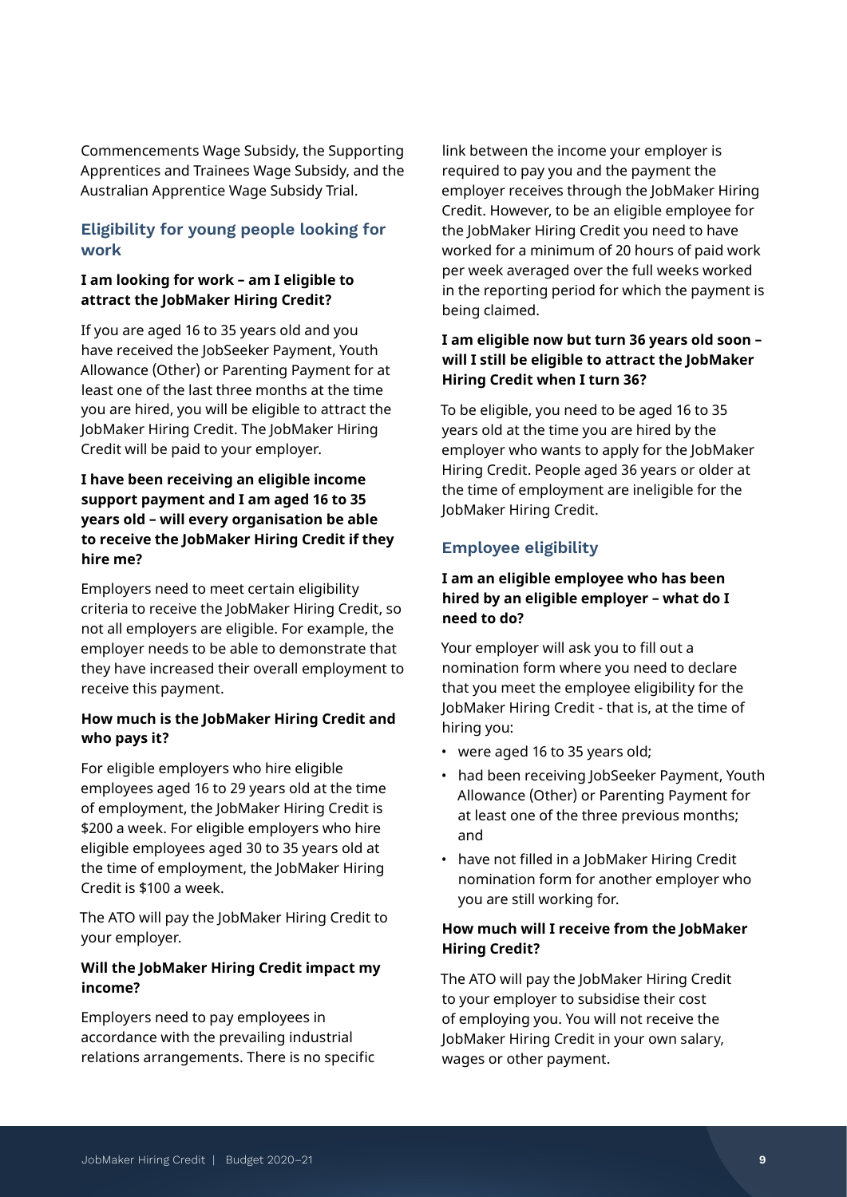Commencements Wage Subsidy, the Supporting Apprentices and Trainees Wage Subsidy, and the Australian Apprentice Wage Subsidy Trial.

## Eligibility for young people looking for work

**I am looking for work – am I eligible to attract the JobMaker Hiring Credit?**

If you are aged 16 to 35 years old and you have received the JobSeeker Payment, Youth Allowance (Other) or Parenting Payment for at least one of the last three months at the time you are hired, you will be eligible to attract the JobMaker Hiring Credit. The JobMaker Hiring Credit will be paid to your employer.

**I have been receiving an eligible income support payment and I am aged 16 to 35 years old – will every organisation be able to receive the JobMaker Hiring Credit if they hire me?**

Employers need to meet certain eligibility criteria to receive the JobMaker Hiring Credit, so not all employers are eligible. For example, the employer needs to be able to demonstrate that they have increased their overall employment to receive this payment.

**How much is the JobMaker Hiring Credit and who pays it?**

For eligible employers who hire eligible employees aged 16 to 29 years old at the time of employment, the JobMaker Hiring Credit is $200 a week. For eligible employers who hire eligible employees aged 30 to 35 years old at the time of employment, the JobMaker Hiring Credit is $100 a week.

The ATO will pay the JobMaker Hiring Credit to your employer.

**Will the JobMaker Hiring Credit impact my income?**

Employers need to pay employees in accordance with the prevailing industrial relations arrangements. There is no specific link between the income your employer is required to pay you and the payment the employer receives through the JobMaker Hiring Credit. However, to be an eligible employee for the JobMaker Hiring Credit you need to have worked for a minimum of 20 hours of paid work per week averaged over the full weeks worked in the reporting period for which the payment is being claimed.

**I am eligible now but turn 36 years old soon – will I still be eligible to attract the JobMaker Hiring Credit when I turn 36?**

To be eligible, you need to be aged 16 to 35 years old at the time you are hired by the employer who wants to apply for the JobMaker Hiring Credit. People aged 36 years or older at the time of employment are ineligible for the JobMaker Hiring Credit.

## Employee eligibility

**I am an eligible employee who has been hired by an eligible employer – what do I need to do?**

Your employer will ask you to fill out a nomination form where you need to declare that you meet the employee eligibility for the JobMaker Hiring Credit - that is, at the time of hiring you:

- were aged 16 to 35 years old;
- had been receiving JobSeeker Payment, Youth Allowance (Other) or Parenting Payment for at least one of the three previous months; and
- have not filled in a JobMaker Hiring Credit nomination form for another employer who you are still working for.

**How much will I receive from the JobMaker Hiring Credit?**

The ATO will pay the JobMaker Hiring Credit to your employer to subsidise their cost of employing you. You will not receive the JobMaker Hiring Credit in your own salary, wages or other payment.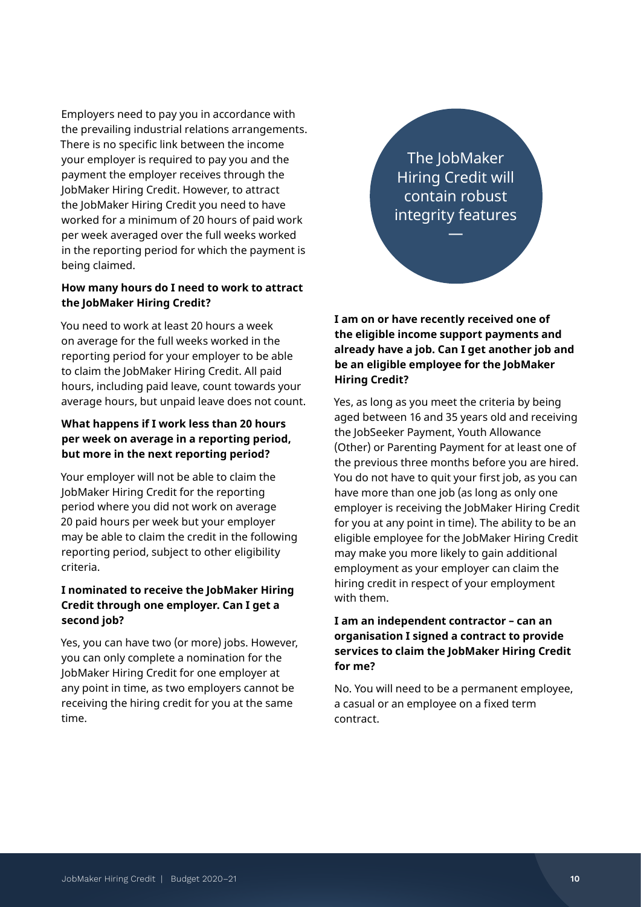Employers need to pay you in accordance with the prevailing industrial relations arrangements. There is no specific link between the income your employer is required to pay you and the payment the employer receives through the JobMaker Hiring Credit. However, to attract the JobMaker Hiring Credit you need to have worked for a minimum of 20 hours of paid work per week averaged over the full weeks worked in the reporting period for which the payment is being claimed.

**How many hours do I need to work to attract the JobMaker Hiring Credit?**

You need to work at least 20 hours a week on average for the full weeks worked in the reporting period for your employer to be able to claim the JobMaker Hiring Credit. All paid hours, including paid leave, count towards your average hours, but unpaid leave does not count.

**What happens if I work less than 20 hours per week on average in a reporting period, but more in the next reporting period?**

Your employer will not be able to claim the JobMaker Hiring Credit for the reporting period where you did not work on average 20 paid hours per week but your employer may be able to claim the credit in the following reporting period, subject to other eligibility criteria.

**I nominated to receive the JobMaker Hiring Credit through one employer. Can I get a second job?**

Yes, you can have two (or more) jobs. However, you can only complete a nomination for the JobMaker Hiring Credit for one employer at any point in time, as two employers cannot be receiving the hiring credit for you at the same time.

The JobMaker Hiring Credit will contain robust integrity features

—

**I am on or have recently received one of the eligible income support payments and already have a job. Can I get another job and be an eligible employee for the JobMaker Hiring Credit?**

Yes, as long as you meet the criteria by being aged between 16 and 35 years old and receiving the JobSeeker Payment, Youth Allowance (Other) or Parenting Payment for at least one of the previous three months before you are hired. You do not have to quit your first job, as you can have more than one job (as long as only one employer is receiving the JobMaker Hiring Credit for you at any point in time). The ability to be an eligible employee for the JobMaker Hiring Credit may make you more likely to gain additional employment as your employer can claim the hiring credit in respect of your employment with them.

**I am an independent contractor – can an organisation I signed a contract to provide services to claim the JobMaker Hiring Credit for me?**

No. You will need to be a permanent employee, a casual or an employee on a fixed term contract.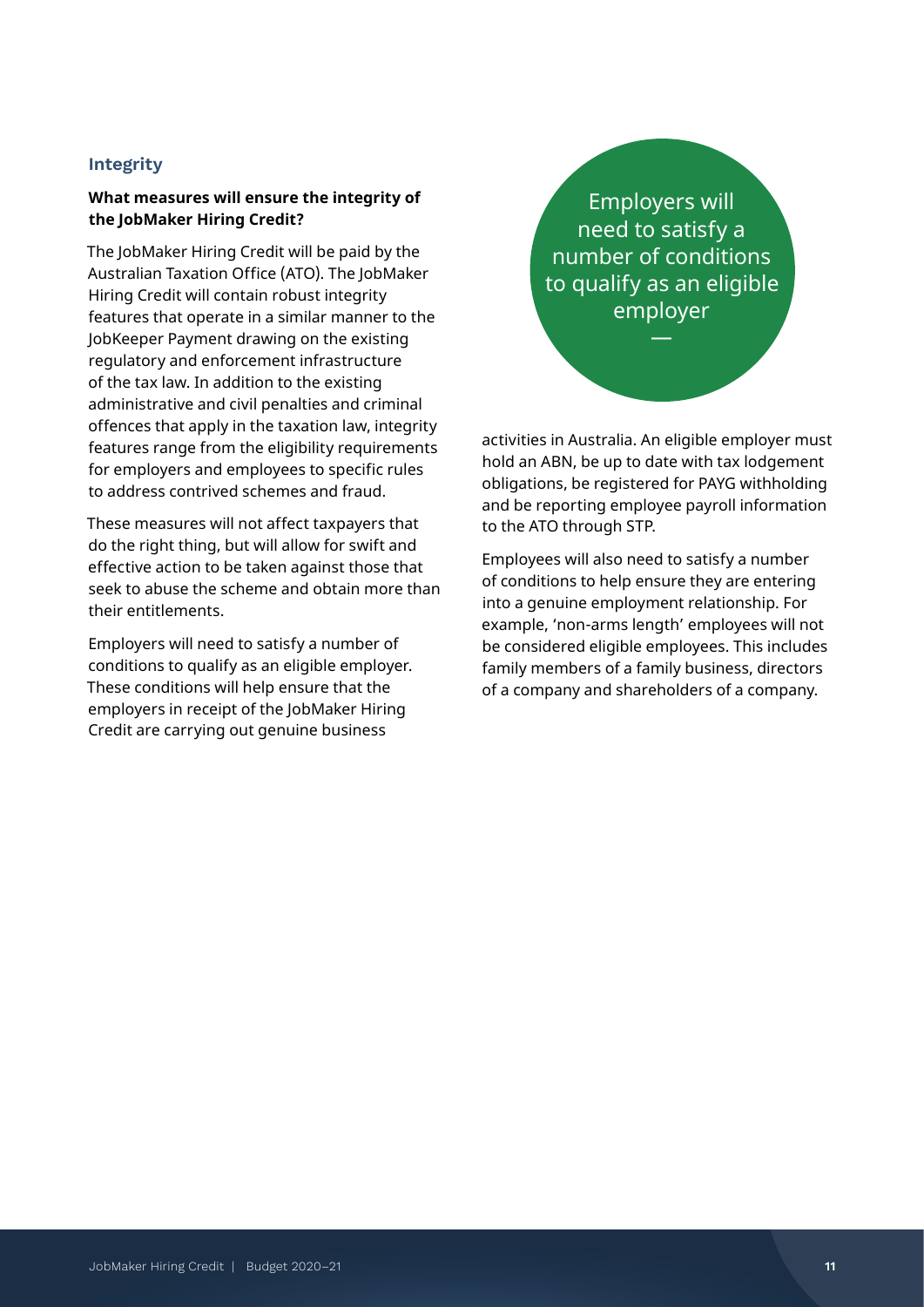### Integrity

**What measures will ensure the integrity of the JobMaker Hiring Credit?**

The JobMaker Hiring Credit will be paid by the Australian Taxation Office (ATO). The JobMaker Hiring Credit will contain robust integrity features that operate in a similar manner to the JobKeeper Payment drawing on the existing regulatory and enforcement infrastructure of the tax law. In addition to the existing administrative and civil penalties and criminal offences that apply in the taxation law, integrity features range from the eligibility requirements for employers and employees to specific rules to address contrived schemes and fraud.

These measures will not affect taxpayers that do the right thing, but will allow for swift and effective action to be taken against those that seek to abuse the scheme and obtain more than their entitlements.

Employers will need to satisfy a number of conditions to qualify as an eligible employer. These conditions will help ensure that the employers in receipt of the JobMaker Hiring Credit are carrying out genuine business activities in Australia. An eligible employer must hold an ABN, be up to date with tax lodgement obligations, be registered for PAYG withholding and be reporting employee payroll information to the ATO through STP.

> Employers will need to satisfy a number of conditions to qualify as an eligible employer
> —

Employees will also need to satisfy a number of conditions to help ensure they are entering into a genuine employment relationship. For example, 'non-arms length' employees will not be considered eligible employees. This includes family members of a family business, directors of a company and shareholders of a company.